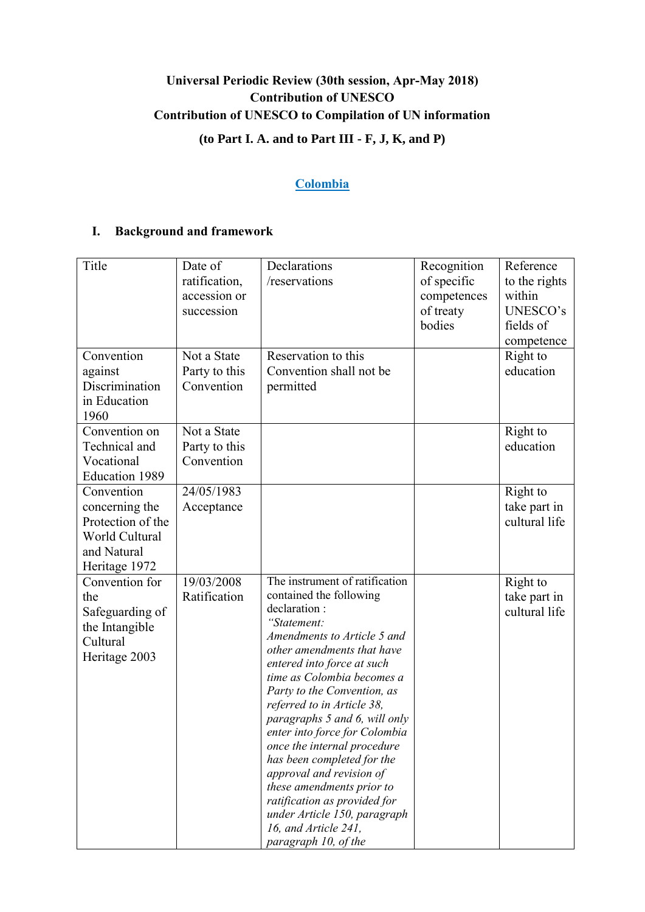**Universal Periodic Review (30th session, Apr-May 2018)**
**Contribution of UNESCO**
**Contribution of UNESCO to Compilation of UN information**

**(to Part I. A. and to Part III - F, J, K, and P)**

## Colombia

### I. Background and framework

| Title | Date of ratification, accession or succession | Declarations /reservations | Recognition of specific competences of treaty bodies | Reference to the rights within UNESCO's fields of competence |
|---|---|---|---|---|
| Convention against Discrimination in Education 1960 | Not a State Party to this Convention | Reservation to this Convention shall not be permitted | | Right to education |
| Convention on Technical and Vocational Education 1989 | Not a State Party to this Convention | | | Right to education |
| Convention concerning the Protection of the World Cultural and Natural Heritage 1972 | 24/05/1983 Acceptance | | | Right to take part in cultural life |
| Convention for the Safeguarding of the Intangible Cultural Heritage 2003 | 19/03/2008 Ratification | The instrument of ratification contained the following declaration : *"Statement: Amendments to Article 5 and other amendments that have entered into force at such time as Colombia becomes a Party to the Convention, as referred to in Article 38, paragraphs 5 and 6, will only enter into force for Colombia once the internal procedure has been completed for the approval and revision of these amendments prior to ratification as provided for under Article 150, paragraph 16, and Article 241, paragraph 10, of the* | | Right to take part in cultural life |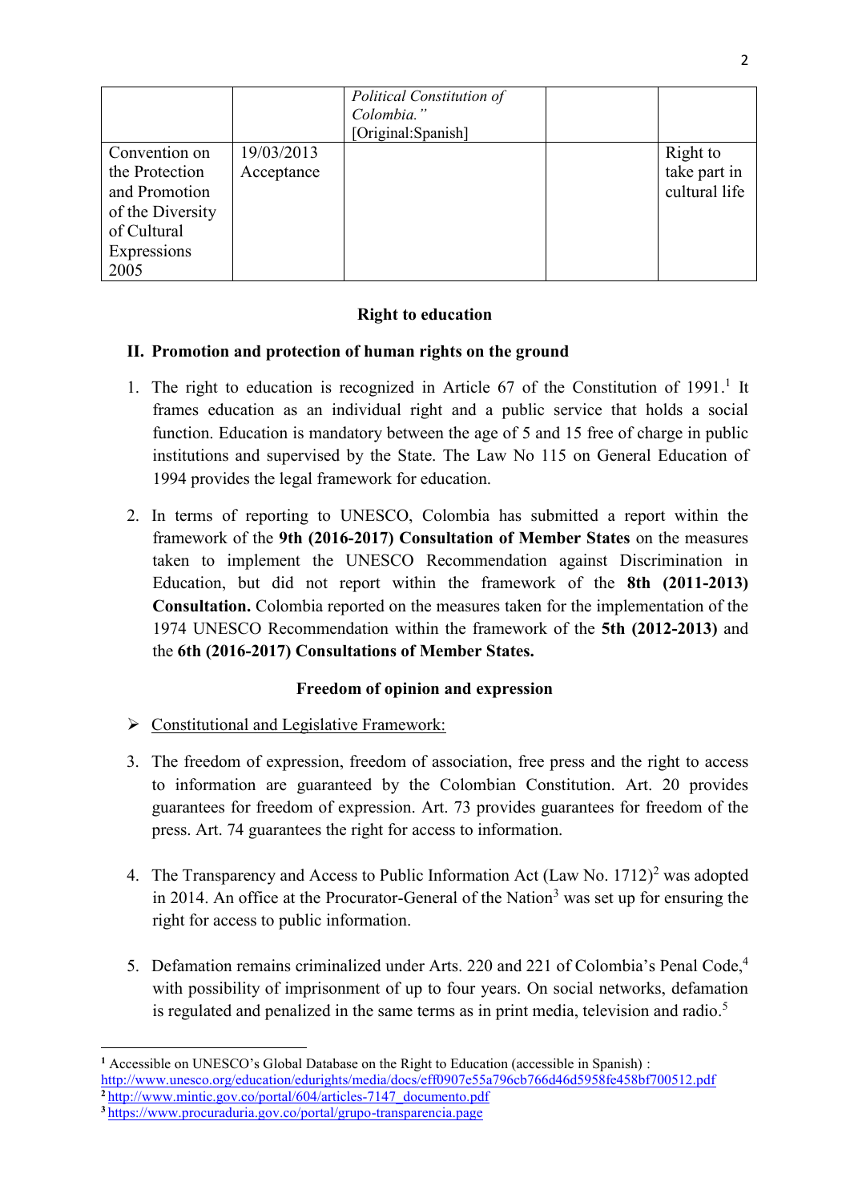| | | *Political Constitution of Colombia."* [Original:Spanish] | | |
|---|---|---|---|---|
| Convention on the Protection and Promotion of the Diversity of Cultural Expressions 2005 | 19/03/2013 Acceptance | | | Right to take part in cultural life |

**Right to education**

**II. Promotion and protection of human rights on the ground**

1. The right to education is recognized in Article 67 of the Constitution of 1991.[1] It frames education as an individual right and a public service that holds a social function. Education is mandatory between the age of 5 and 15 free of charge in public institutions and supervised by the State. The Law No 115 on General Education of 1994 provides the legal framework for education.

2. In terms of reporting to UNESCO, Colombia has submitted a report within the framework of the **9th (2016-2017) Consultation of Member States** on the measures taken to implement the UNESCO Recommendation against Discrimination in Education, but did not report within the framework of the **8th (2011-2013) Consultation.** Colombia reported on the measures taken for the implementation of the 1974 UNESCO Recommendation within the framework of the **5th (2012-2013)** and the **6th (2016-2017) Consultations of Member States.**

**Freedom of opinion and expression**

- Constitutional and Legislative Framework:

3. The freedom of expression, freedom of association, free press and the right to access to information are guaranteed by the Colombian Constitution. Art. 20 provides guarantees for freedom of expression. Art. 73 provides guarantees for freedom of the press. Art. 74 guarantees the right for access to information.

4. The Transparency and Access to Public Information Act (Law No. 1712)[2] was adopted in 2014. An office at the Procurator-General of the Nation[3] was set up for ensuring the right for access to public information.

5. Defamation remains criminalized under Arts. 220 and 221 of Colombia's Penal Code,[4] with possibility of imprisonment of up to four years. On social networks, defamation is regulated and penalized in the same terms as in print media, television and radio.[5]

---

[1] Accessible on UNESCO's Global Database on the Right to Education (accessible in Spanish) : http://www.unesco.org/education/edurights/media/docs/eff0907e55a796cb766d46d5958fe458bf700512.pdf

[2] http://www.mintic.gov.co/portal/604/articles-7147_documento.pdf

[3] https://www.procuraduria.gov.co/portal/grupo-transparencia.page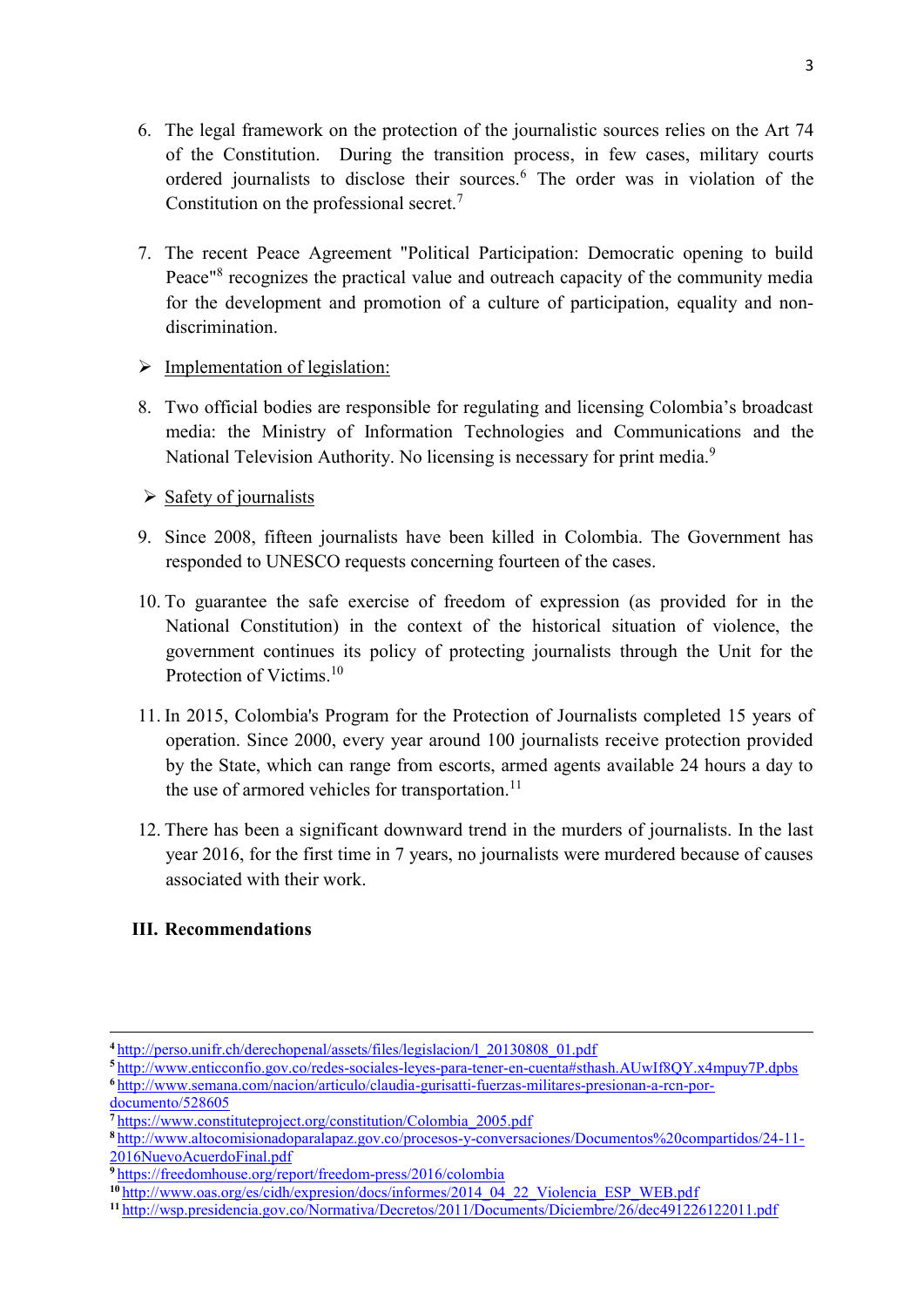6. The legal framework on the protection of the journalistic sources relies on the Art 74 of the Constitution. During the transition process, in few cases, military courts ordered journalists to disclose their sources.[6] The order was in violation of the Constitution on the professional secret.[7]

7. The recent Peace Agreement "Political Participation: Democratic opening to build Peace"[8] recognizes the practical value and outreach capacity of the community media for the development and promotion of a culture of participation, equality and non-discrimination.

➢ Implementation of legislation:

8. Two official bodies are responsible for regulating and licensing Colombia's broadcast media: the Ministry of Information Technologies and Communications and the National Television Authority. No licensing is necessary for print media.[9]

➢ Safety of journalists

9. Since 2008, fifteen journalists have been killed in Colombia. The Government has responded to UNESCO requests concerning fourteen of the cases.

10. To guarantee the safe exercise of freedom of expression (as provided for in the National Constitution) in the context of the historical situation of violence, the government continues its policy of protecting journalists through the Unit for the Protection of Victims.[10]

11. In 2015, Colombia's Program for the Protection of Journalists completed 15 years of operation. Since 2000, every year around 100 journalists receive protection provided by the State, which can range from escorts, armed agents available 24 hours a day to the use of armored vehicles for transportation.[11]

12. There has been a significant downward trend in the murders of journalists. In the last year 2016, for the first time in 7 years, no journalists were murdered because of causes associated with their work.

## III. Recommendations

---

[4] http://perso.unifr.ch/derechopenal/assets/files/legislacion/l_20130808_01.pdf
[5] http://www.enticconfio.gov.co/redes-sociales-leyes-para-tener-en-cuenta#sthash.AUwIf8QY.x4mpuy7P.dpbs
[6] http://www.semana.com/nacion/articulo/claudia-gurisatti-fuerzas-militares-presionan-a-rcn-por-documento/528605
[7] https://www.constituteproject.org/constitution/Colombia_2005.pdf
[8] http://www.altocomisionadoparalapaz.gov.co/procesos-y-conversaciones/Documentos%20compartidos/24-11-2016NuevoAcuerdoFinal.pdf
[9] https://freedomhouse.org/report/freedom-press/2016/colombia
[10] http://www.oas.org/es/cidh/expresion/docs/informes/2014_04_22_Violencia_ESP_WEB.pdf
[11] http://wsp.presidencia.gov.co/Normativa/Decretos/2011/Documents/Diciembre/26/dec491226122011.pdf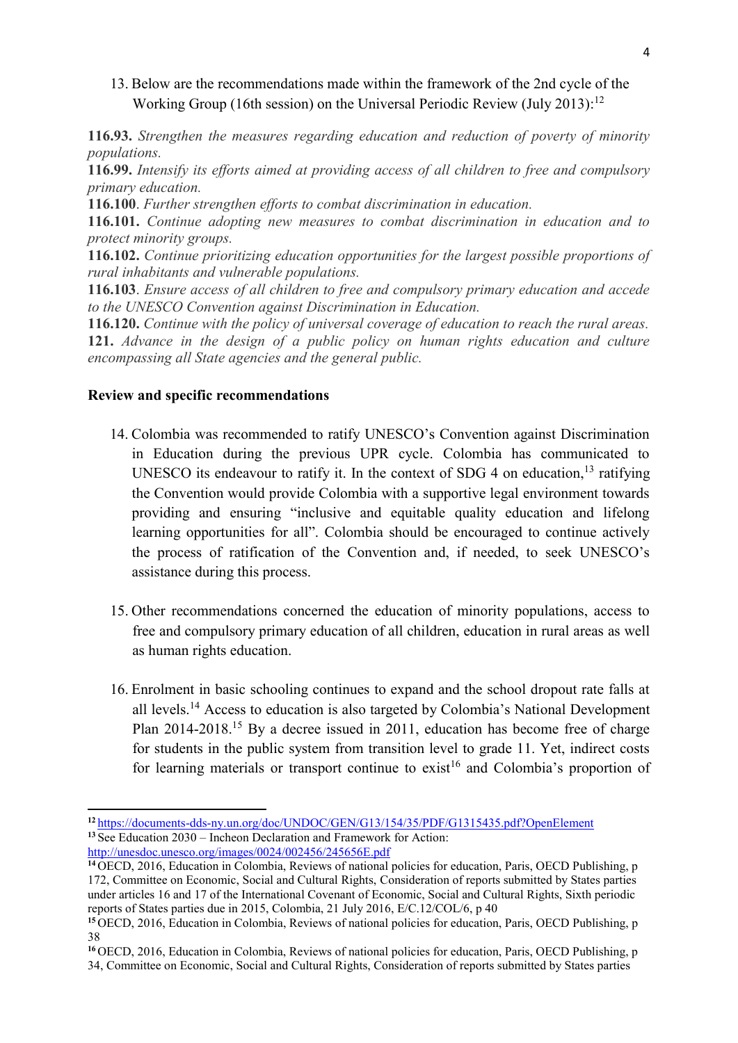13. Below are the recommendations made within the framework of the 2nd cycle of the Working Group (16th session) on the Universal Periodic Review (July 2013):[12]

**116.93.** *Strengthen the measures regarding education and reduction of poverty of minority populations.*
**116.99.** *Intensify its efforts aimed at providing access of all children to free and compulsory primary education.*
**116.100**. *Further strengthen efforts to combat discrimination in education.*
**116.101.** *Continue adopting new measures to combat discrimination in education and to protect minority groups.*
**116.102.** *Continue prioritizing education opportunities for the largest possible proportions of rural inhabitants and vulnerable populations.*
**116.103**. *Ensure access of all children to free and compulsory primary education and accede to the UNESCO Convention against Discrimination in Education.*
**116.120.** *Continue with the policy of universal coverage of education to reach the rural areas.*
**121.** *Advance in the design of a public policy on human rights education and culture encompassing all State agencies and the general public.*

**Review and specific recommendations**

14. Colombia was recommended to ratify UNESCO's Convention against Discrimination in Education during the previous UPR cycle. Colombia has communicated to UNESCO its endeavour to ratify it. In the context of SDG 4 on education,[13] ratifying the Convention would provide Colombia with a supportive legal environment towards providing and ensuring "inclusive and equitable quality education and lifelong learning opportunities for all". Colombia should be encouraged to continue actively the process of ratification of the Convention and, if needed, to seek UNESCO's assistance during this process.

15. Other recommendations concerned the education of minority populations, access to free and compulsory primary education of all children, education in rural areas as well as human rights education.

16. Enrolment in basic schooling continues to expand and the school dropout rate falls at all levels.[14] Access to education is also targeted by Colombia's National Development Plan 2014-2018.[15] By a decree issued in 2011, education has become free of charge for students in the public system from transition level to grade 11. Yet, indirect costs for learning materials or transport continue to exist[16] and Colombia's proportion of

---

[12] https://documents-dds-ny.un.org/doc/UNDOC/GEN/G13/154/35/PDF/G1315435.pdf?OpenElement
[13] See Education 2030 – Incheon Declaration and Framework for Action: http://unesdoc.unesco.org/images/0024/002456/245656E.pdf
[14] OECD, 2016, Education in Colombia, Reviews of national policies for education, Paris, OECD Publishing, p 172, Committee on Economic, Social and Cultural Rights, Consideration of reports submitted by States parties under articles 16 and 17 of the International Covenant of Economic, Social and Cultural Rights, Sixth periodic reports of States parties due in 2015, Colombia, 21 July 2016, E/C.12/COL/6, p 40
[15] OECD, 2016, Education in Colombia, Reviews of national policies for education, Paris, OECD Publishing, p 38
[16] OECD, 2016, Education in Colombia, Reviews of national policies for education, Paris, OECD Publishing, p 34, Committee on Economic, Social and Cultural Rights, Consideration of reports submitted by States parties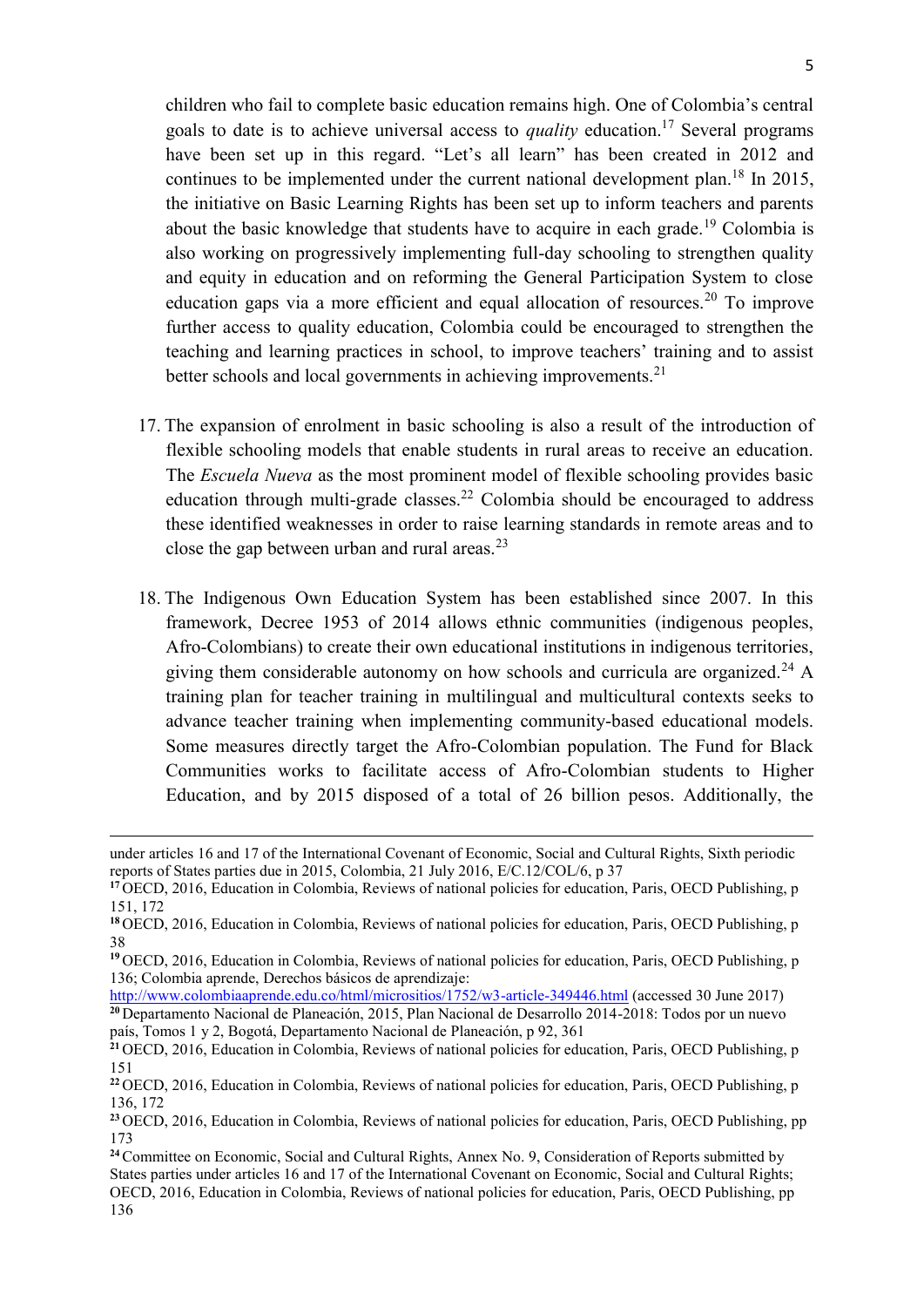children who fail to complete basic education remains high. One of Colombia's central goals to date is to achieve universal access to *quality* education.[17] Several programs have been set up in this regard. "Let's all learn" has been created in 2012 and continues to be implemented under the current national development plan.[18] In 2015, the initiative on Basic Learning Rights has been set up to inform teachers and parents about the basic knowledge that students have to acquire in each grade.[19] Colombia is also working on progressively implementing full-day schooling to strengthen quality and equity in education and on reforming the General Participation System to close education gaps via a more efficient and equal allocation of resources.[20] To improve further access to quality education, Colombia could be encouraged to strengthen the teaching and learning practices in school, to improve teachers' training and to assist better schools and local governments in achieving improvements.[21]

17. The expansion of enrolment in basic schooling is also a result of the introduction of flexible schooling models that enable students in rural areas to receive an education. The *Escuela Nueva* as the most prominent model of flexible schooling provides basic education through multi-grade classes.[22] Colombia should be encouraged to address these identified weaknesses in order to raise learning standards in remote areas and to close the gap between urban and rural areas.[23]

18. The Indigenous Own Education System has been established since 2007. In this framework, Decree 1953 of 2014 allows ethnic communities (indigenous peoples, Afro-Colombians) to create their own educational institutions in indigenous territories, giving them considerable autonomy on how schools and curricula are organized.[24] A training plan for teacher training in multilingual and multicultural contexts seeks to advance teacher training when implementing community-based educational models. Some measures directly target the Afro-Colombian population. The Fund for Black Communities works to facilitate access of Afro-Colombian students to Higher Education, and by 2015 disposed of a total of 26 billion pesos. Additionally, the

---

under articles 16 and 17 of the International Covenant of Economic, Social and Cultural Rights, Sixth periodic reports of States parties due in 2015, Colombia, 21 July 2016, E/C.12/COL/6, p 37

[17] OECD, 2016, Education in Colombia, Reviews of national policies for education, Paris, OECD Publishing, p 151, 172

[18] OECD, 2016, Education in Colombia, Reviews of national policies for education, Paris, OECD Publishing, p 38

[19] OECD, 2016, Education in Colombia, Reviews of national policies for education, Paris, OECD Publishing, p 136; Colombia aprende, Derechos básicos de aprendizaje: http://www.colombiaaprende.edu.co/html/micrositios/1752/w3-article-349446.html (accessed 30 June 2017)

[20] Departamento Nacional de Planeación, 2015, Plan Nacional de Desarrollo 2014-2018: Todos por un nuevo país, Tomos 1 y 2, Bogotá, Departamento Nacional de Planeación, p 92, 361

[21] OECD, 2016, Education in Colombia, Reviews of national policies for education, Paris, OECD Publishing, p 151

[22] OECD, 2016, Education in Colombia, Reviews of national policies for education, Paris, OECD Publishing, p 136, 172

[23] OECD, 2016, Education in Colombia, Reviews of national policies for education, Paris, OECD Publishing, pp 173

[24] Committee on Economic, Social and Cultural Rights, Annex No. 9, Consideration of Reports submitted by States parties under articles 16 and 17 of the International Covenant on Economic, Social and Cultural Rights; OECD, 2016, Education in Colombia, Reviews of national policies for education, Paris, OECD Publishing, pp 136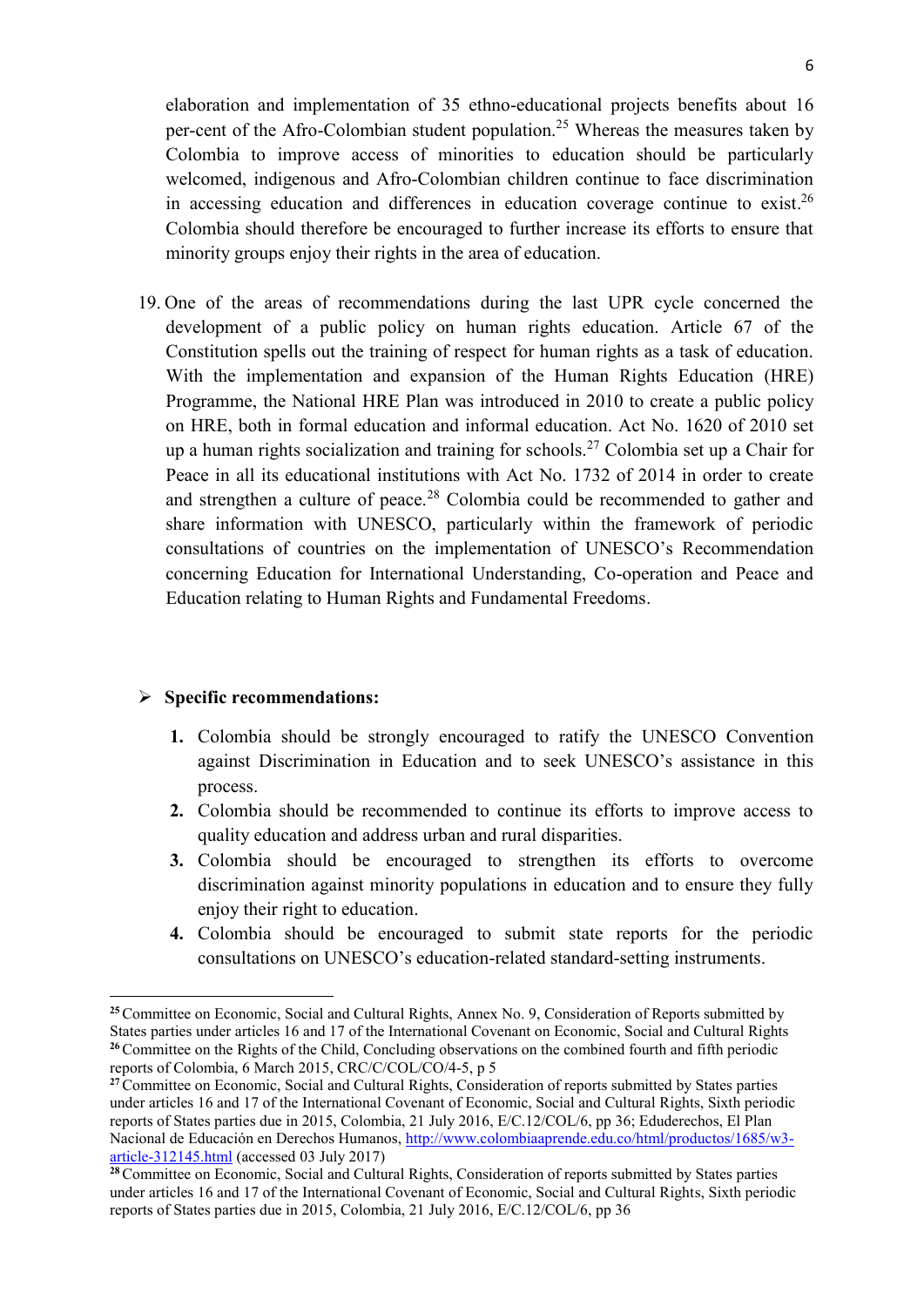elaboration and implementation of 35 ethno-educational projects benefits about 16 per-cent of the Afro-Colombian student population.[25] Whereas the measures taken by Colombia to improve access of minorities to education should be particularly welcomed, indigenous and Afro-Colombian children continue to face discrimination in accessing education and differences in education coverage continue to exist.[26] Colombia should therefore be encouraged to further increase its efforts to ensure that minority groups enjoy their rights in the area of education.

19. One of the areas of recommendations during the last UPR cycle concerned the development of a public policy on human rights education. Article 67 of the Constitution spells out the training of respect for human rights as a task of education. With the implementation and expansion of the Human Rights Education (HRE) Programme, the National HRE Plan was introduced in 2010 to create a public policy on HRE, both in formal education and informal education. Act No. 1620 of 2010 set up a human rights socialization and training for schools.[27] Colombia set up a Chair for Peace in all its educational institutions with Act No. 1732 of 2014 in order to create and strengthen a culture of peace.[28] Colombia could be recommended to gather and share information with UNESCO, particularly within the framework of periodic consultations of countries on the implementation of UNESCO's Recommendation concerning Education for International Understanding, Co-operation and Peace and Education relating to Human Rights and Fundamental Freedoms.

- **Specific recommendations:**

  1. Colombia should be strongly encouraged to ratify the UNESCO Convention against Discrimination in Education and to seek UNESCO's assistance in this process.
  2. Colombia should be recommended to continue its efforts to improve access to quality education and address urban and rural disparities.
  3. Colombia should be encouraged to strengthen its efforts to overcome discrimination against minority populations in education and to ensure they fully enjoy their right to education.
  4. Colombia should be encouraged to submit state reports for the periodic consultations on UNESCO's education-related standard-setting instruments.

---

[25] Committee on Economic, Social and Cultural Rights, Annex No. 9, Consideration of Reports submitted by States parties under articles 16 and 17 of the International Covenant on Economic, Social and Cultural Rights

[26] Committee on the Rights of the Child, Concluding observations on the combined fourth and fifth periodic reports of Colombia, 6 March 2015, CRC/C/COL/CO/4-5, p 5

[27] Committee on Economic, Social and Cultural Rights, Consideration of reports submitted by States parties under articles 16 and 17 of the International Covenant of Economic, Social and Cultural Rights, Sixth periodic reports of States parties due in 2015, Colombia, 21 July 2016, E/C.12/COL/6, pp 36; Eduderechos, El Plan Nacional de Educación en Derechos Humanos, http://www.colombiaaprende.edu.co/html/productos/1685/w3-article-312145.html (accessed 03 July 2017)

[28] Committee on Economic, Social and Cultural Rights, Consideration of reports submitted by States parties under articles 16 and 17 of the International Covenant of Economic, Social and Cultural Rights, Sixth periodic reports of States parties due in 2015, Colombia, 21 July 2016, E/C.12/COL/6, pp 36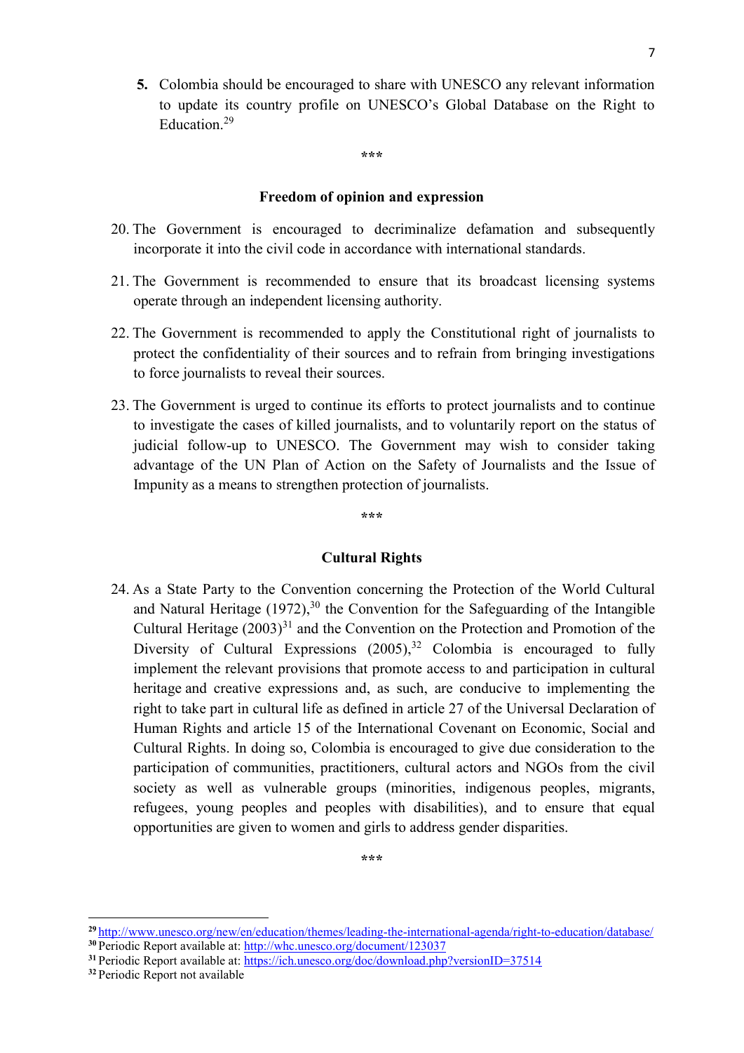5. Colombia should be encouraged to share with UNESCO any relevant information to update its country profile on UNESCO's Global Database on the Right to Education.[29]

\*\*\*

**Freedom of opinion and expression**

20. The Government is encouraged to decriminalize defamation and subsequently incorporate it into the civil code in accordance with international standards.

21. The Government is recommended to ensure that its broadcast licensing systems operate through an independent licensing authority.

22. The Government is recommended to apply the Constitutional right of journalists to protect the confidentiality of their sources and to refrain from bringing investigations to force journalists to reveal their sources.

23. The Government is urged to continue its efforts to protect journalists and to continue to investigate the cases of killed journalists, and to voluntarily report on the status of judicial follow-up to UNESCO. The Government may wish to consider taking advantage of the UN Plan of Action on the Safety of Journalists and the Issue of Impunity as a means to strengthen protection of journalists.

\*\*\*

**Cultural Rights**

24. As a State Party to the Convention concerning the Protection of the World Cultural and Natural Heritage (1972),[30] the Convention for the Safeguarding of the Intangible Cultural Heritage (2003)[31] and the Convention on the Protection and Promotion of the Diversity of Cultural Expressions (2005),[32] Colombia is encouraged to fully implement the relevant provisions that promote access to and participation in cultural heritage and creative expressions and, as such, are conducive to implementing the right to take part in cultural life as defined in article 27 of the Universal Declaration of Human Rights and article 15 of the International Covenant on Economic, Social and Cultural Rights. In doing so, Colombia is encouraged to give due consideration to the participation of communities, practitioners, cultural actors and NGOs from the civil society as well as vulnerable groups (minorities, indigenous peoples, migrants, refugees, young peoples and peoples with disabilities), and to ensure that equal opportunities are given to women and girls to address gender disparities.

\*\*\*

---

[29] http://www.unesco.org/new/en/education/themes/leading-the-international-agenda/right-to-education/database/

[30] Periodic Report available at: http://whc.unesco.org/document/123037

[31] Periodic Report available at: https://ich.unesco.org/doc/download.php?versionID=37514

[32] Periodic Report not available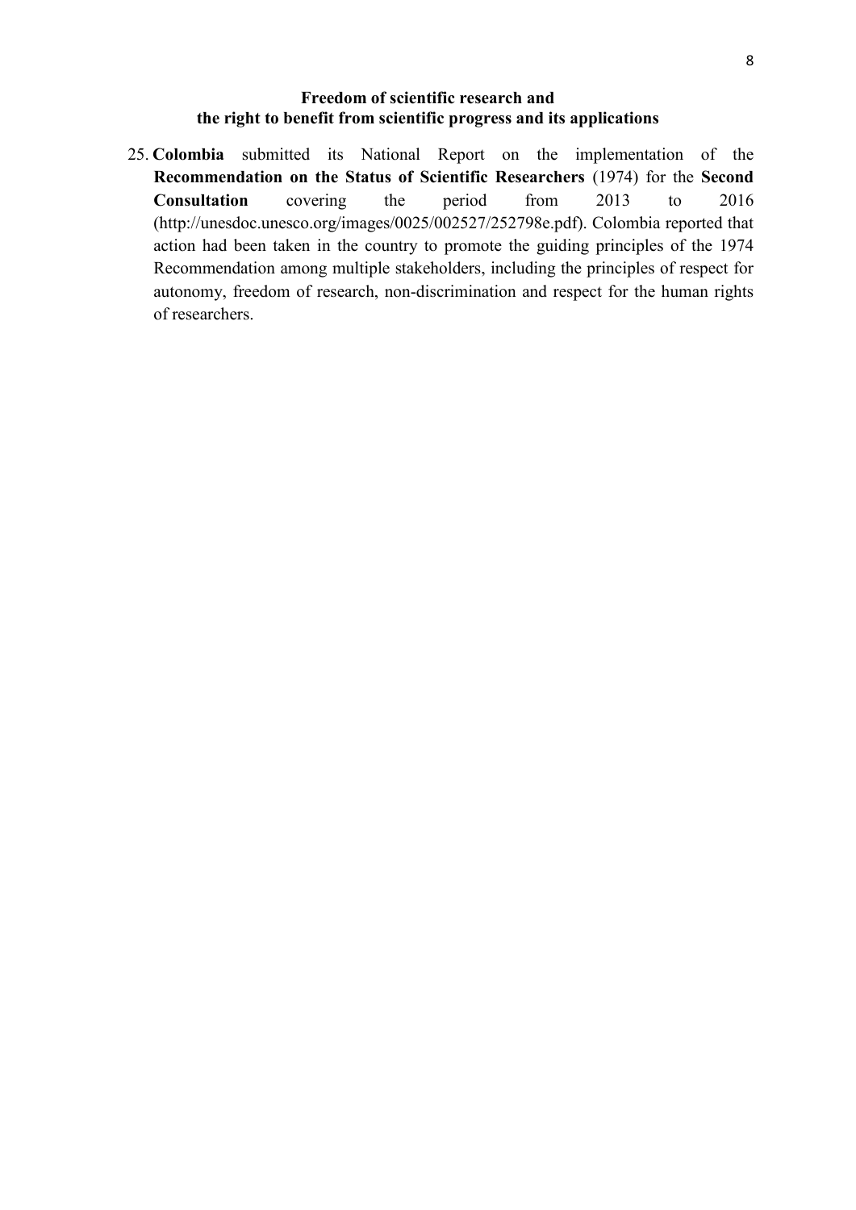## Freedom of scientific research and the right to benefit from scientific progress and its applications

25. **Colombia** submitted its National Report on the implementation of the **Recommendation on the Status of Scientific Researchers** (1974) for the **Second Consultation** covering the period from 2013 to 2016 (http://unesdoc.unesco.org/images/0025/002527/252798e.pdf). Colombia reported that action had been taken in the country to promote the guiding principles of the 1974 Recommendation among multiple stakeholders, including the principles of respect for autonomy, freedom of research, non-discrimination and respect for the human rights of researchers.